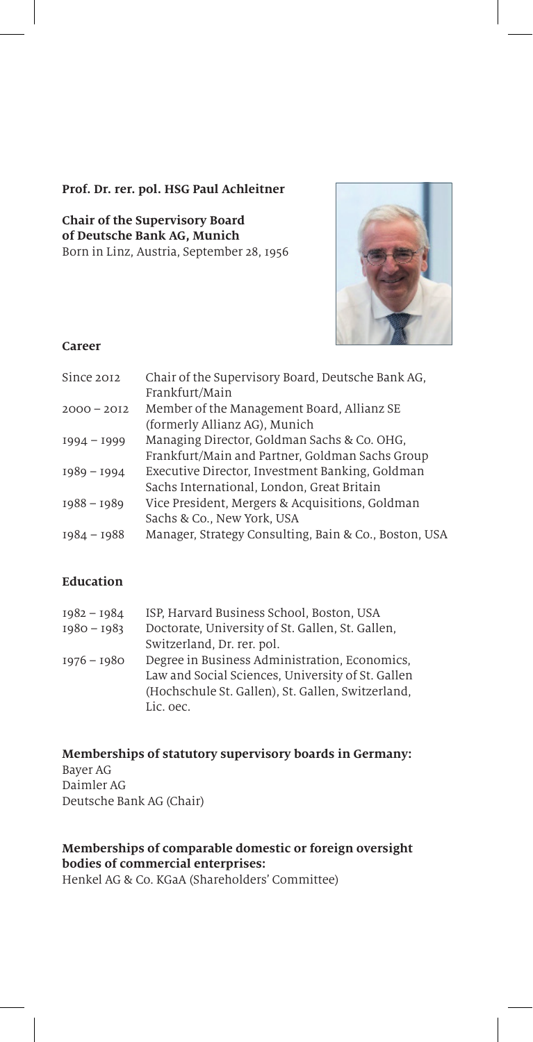**Prof. Dr. rer. pol. HSG Paul Achleitner**

**Chair of the Supervisory Board of Deutsche Bank AG, Munich**
Born in Linz, Austria, September 28, 1956

### Career

| | |
|---|---|
| Since 2012 | Chair of the Supervisory Board, Deutsche Bank AG, Frankfurt/Main |
| 2000 – 2012 | Member of the Management Board, Allianz SE (formerly Allianz AG), Munich |
| 1994 – 1999 | Managing Director, Goldman Sachs & Co. OHG, Frankfurt/Main and Partner, Goldman Sachs Group |
| 1989 – 1994 | Executive Director, Investment Banking, Goldman Sachs International, London, Great Britain |
| 1988 – 1989 | Vice President, Mergers & Acquisitions, Goldman Sachs & Co., New York, USA |
| 1984 – 1988 | Manager, Strategy Consulting, Bain & Co., Boston, USA |

### Education

| | |
|---|---|
| 1982 – 1984 | ISP, Harvard Business School, Boston, USA |
| 1980 – 1983 | Doctorate, University of St. Gallen, St. Gallen, Switzerland, Dr. rer. pol. |
| 1976 – 1980 | Degree in Business Administration, Economics, Law and Social Sciences, University of St. Gallen (Hochschule St. Gallen), St. Gallen, Switzerland, Lic. oec. |

**Memberships of statutory supervisory boards in Germany:**
Bayer AG
Daimler AG
Deutsche Bank AG (Chair)

**Memberships of comparable domestic or foreign oversight bodies of commercial enterprises:**
Henkel AG & Co. KGaA (Shareholders' Committee)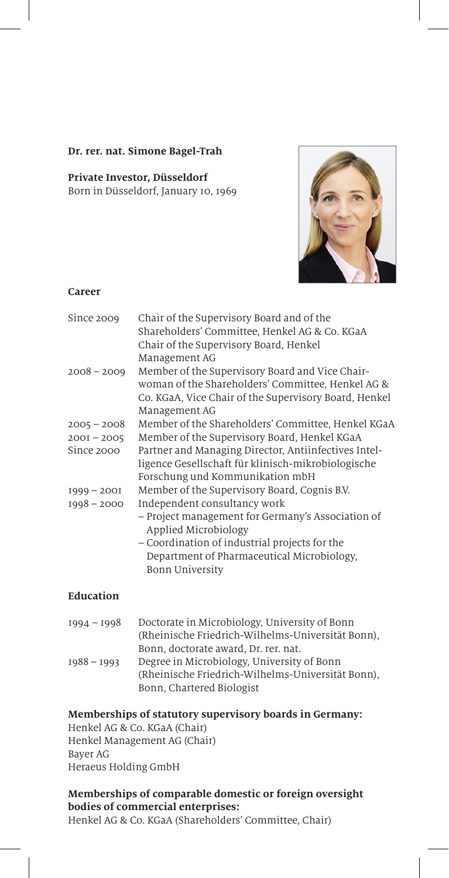**Dr. rer. nat. Simone Bagel-Trah**

**Private Investor, Düsseldorf**
Born in Düsseldorf, January 10, 1969

### Career

| | |
|---|---|
| Since 2009 | Chair of the Supervisory Board and of the Shareholders' Committee, Henkel AG & Co. KGaA<br>Chair of the Supervisory Board, Henkel Management AG |
| 2008 – 2009 | Member of the Supervisory Board and Vice Chairwoman of the Shareholders' Committee, Henkel AG & Co. KGaA, Vice Chair of the Supervisory Board, Henkel Management AG |
| 2005 – 2008 | Member of the Shareholders' Committee, Henkel KGaA |
| 2001 – 2005 | Member of the Supervisory Board, Henkel KGaA |
| Since 2000 | Partner and Managing Director, Antiinfectives Intelligence Gesellschaft für klinisch-mikrobiologische Forschung und Kommunikation mbH |
| 1999 – 2001 | Member of the Supervisory Board, Cognis B.V. |
| 1998 – 2000 | Independent consultancy work<br>– Project management for Germany's Association of Applied Microbiology<br>– Coordination of industrial projects for the Department of Pharmaceutical Microbiology, Bonn University |

### Education

| | |
|---|---|
| 1994 – 1998 | Doctorate in Microbiology, University of Bonn (Rheinische Friedrich-Wilhelms-Universität Bonn), Bonn, doctorate award, Dr. rer. nat. |
| 1988 – 1993 | Degree in Microbiology, University of Bonn (Rheinische Friedrich-Wilhelms-Universität Bonn), Bonn, Chartered Biologist |

**Memberships of statutory supervisory boards in Germany:**
Henkel AG & Co. KGaA (Chair)
Henkel Management AG (Chair)
Bayer AG
Heraeus Holding GmbH

**Memberships of comparable domestic or foreign oversight bodies of commercial enterprises:**
Henkel AG & Co. KGaA (Shareholders' Committee, Chair)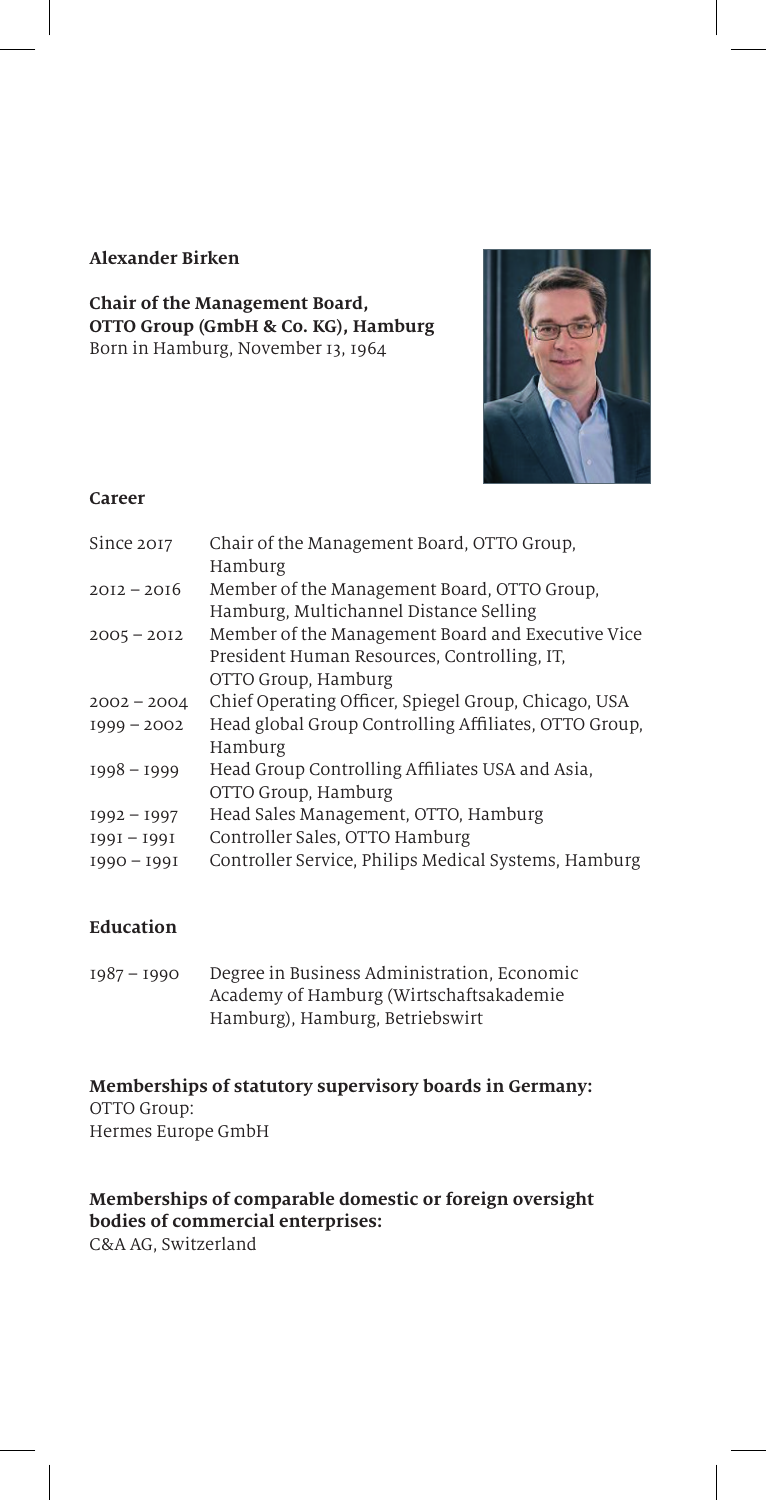**Alexander Birken**

**Chair of the Management Board, OTTO Group (GmbH & Co. KG), Hamburg**
Born in Hamburg, November 13, 1964

**Career**

| | |
|---|---|
| Since 2017 | Chair of the Management Board, OTTO Group, Hamburg |
| 2012 – 2016 | Member of the Management Board, OTTO Group, Hamburg, Multichannel Distance Selling |
| 2005 – 2012 | Member of the Management Board and Executive Vice President Human Resources, Controlling, IT, OTTO Group, Hamburg |
| 2002 – 2004 | Chief Operating Officer, Spiegel Group, Chicago, USA |
| 1999 – 2002 | Head global Group Controlling Affiliates, OTTO Group, Hamburg |
| 1998 – 1999 | Head Group Controlling Affiliates USA and Asia, OTTO Group, Hamburg |
| 1992 – 1997 | Head Sales Management, OTTO, Hamburg |
| 1991 – 1991 | Controller Sales, OTTO Hamburg |
| 1990 – 1991 | Controller Service, Philips Medical Systems, Hamburg |

**Education**

| | |
|---|---|
| 1987 – 1990 | Degree in Business Administration, Economic Academy of Hamburg (Wirtschaftsakademie Hamburg), Hamburg, Betriebswirt |

**Memberships of statutory supervisory boards in Germany:**
OTTO Group:
Hermes Europe GmbH

**Memberships of comparable domestic or foreign oversight bodies of commercial enterprises:**
C&A AG, Switzerland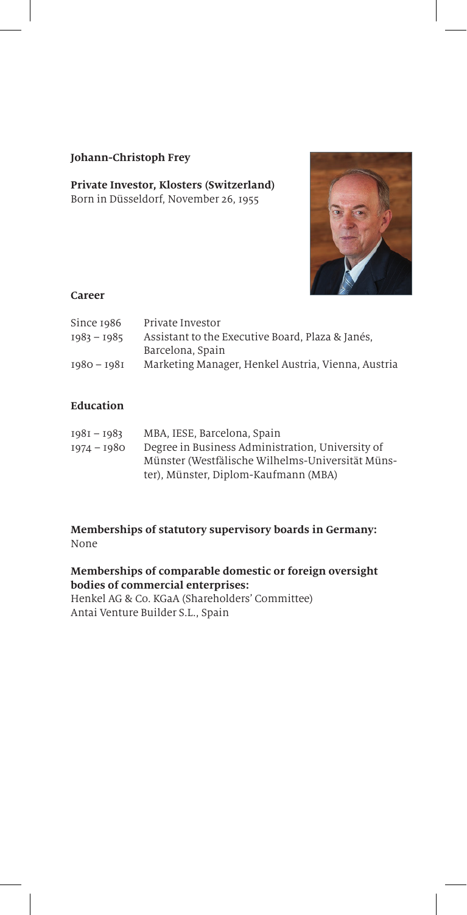**Johann-Christoph Frey**

**Private Investor, Klosters (Switzerland)**
Born in Düsseldorf, November 26, 1955

**Career**

| | |
|---|---|
| Since 1986 | Private Investor |
| 1983 – 1985 | Assistant to the Executive Board, Plaza & Janés, Barcelona, Spain |
| 1980 – 1981 | Marketing Manager, Henkel Austria, Vienna, Austria |

**Education**

| | |
|---|---|
| 1981 – 1983 | MBA, IESE, Barcelona, Spain |
| 1974 – 1980 | Degree in Business Administration, University of Münster (Westfälische Wilhelms-Universität Münster), Münster, Diplom-Kaufmann (MBA) |

**Memberships of statutory supervisory boards in Germany:**
None

**Memberships of comparable domestic or foreign oversight bodies of commercial enterprises:**
Henkel AG & Co. KGaA (Shareholders' Committee)
Antai Venture Builder S.L., Spain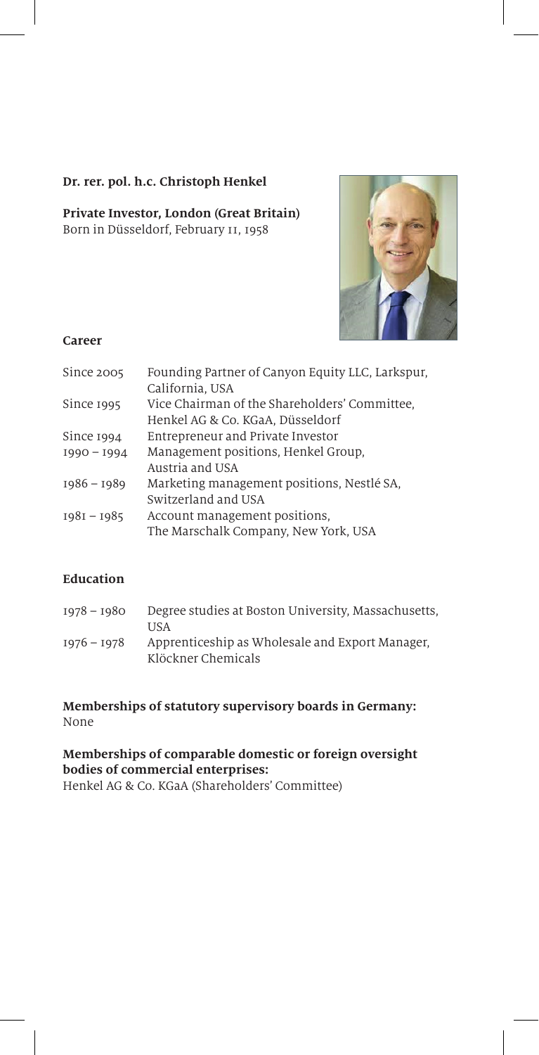**Dr. rer. pol. h.c. Christoph Henkel**

**Private Investor, London (Great Britain)**
Born in Düsseldorf, February 11, 1958

**Career**

| | |
|---|---|
| Since 2005 | Founding Partner of Canyon Equity LLC, Larkspur, California, USA |
| Since 1995 | Vice Chairman of the Shareholders' Committee, Henkel AG & Co. KGaA, Düsseldorf |
| Since 1994 | Entrepreneur and Private Investor |
| 1990 – 1994 | Management positions, Henkel Group, Austria and USA |
| 1986 – 1989 | Marketing management positions, Nestlé SA, Switzerland and USA |
| 1981 – 1985 | Account management positions, The Marschalk Company, New York, USA |

**Education**

| | |
|---|---|
| 1978 – 1980 | Degree studies at Boston University, Massachusetts, USA |
| 1976 – 1978 | Apprenticeship as Wholesale and Export Manager, Klöckner Chemicals |

**Memberships of statutory supervisory boards in Germany:**
None

**Memberships of comparable domestic or foreign oversight bodies of commercial enterprises:**
Henkel AG & Co. KGaA (Shareholders' Committee)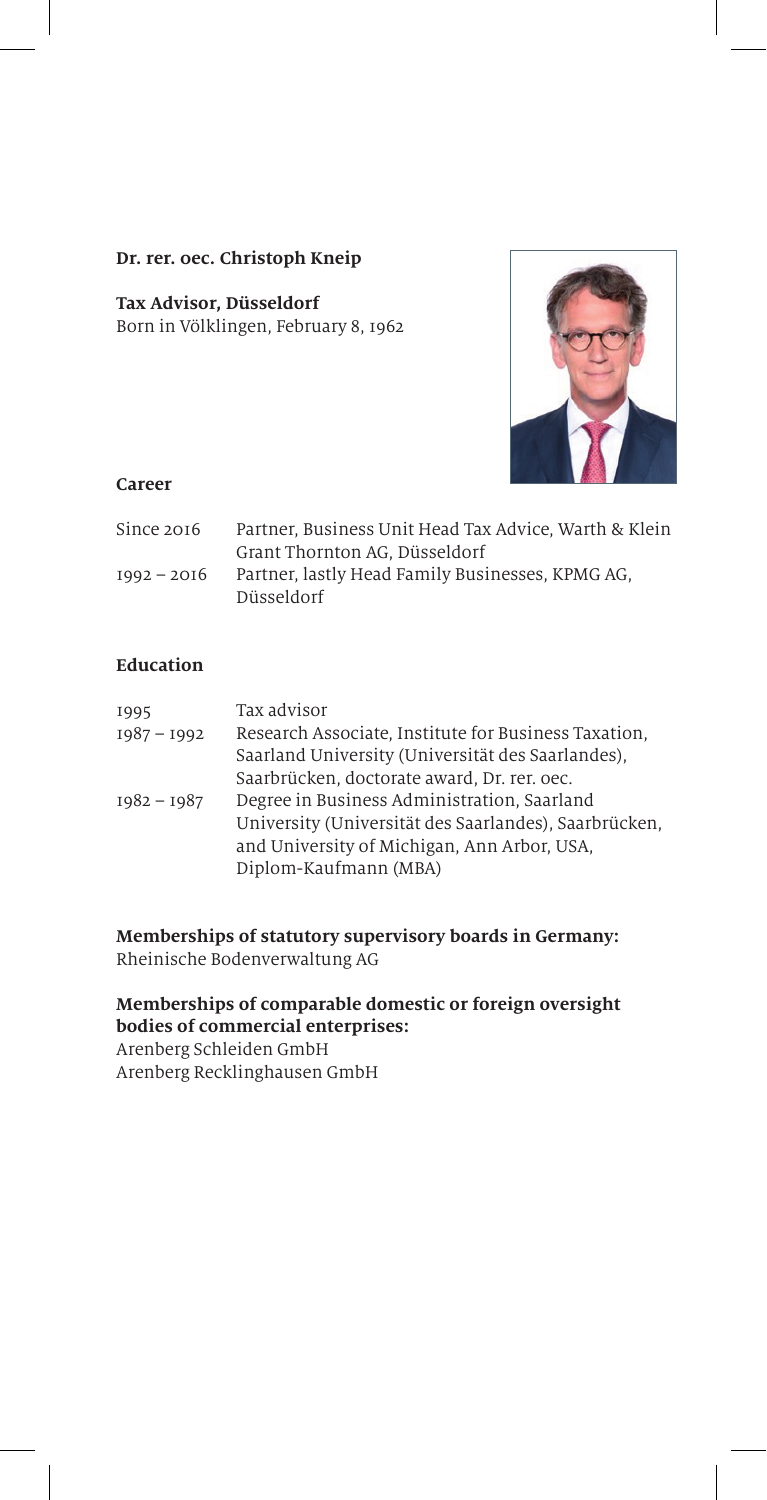**Dr. rer. oec. Christoph Kneip**

**Tax Advisor, Düsseldorf**
Born in Völklingen, February 8, 1962

### Career

| | |
|---|---|
| Since 2016 | Partner, Business Unit Head Tax Advice, Warth & Klein Grant Thornton AG, Düsseldorf |
| 1992 – 2016 | Partner, lastly Head Family Businesses, KPMG AG, Düsseldorf |

### Education

| | |
|---|---|
| 1995 | Tax advisor |
| 1987 – 1992 | Research Associate, Institute for Business Taxation, Saarland University (Universität des Saarlandes), Saarbrücken, doctorate award, Dr. rer. oec. |
| 1982 – 1987 | Degree in Business Administration, Saarland University (Universität des Saarlandes), Saarbrücken, and University of Michigan, Ann Arbor, USA, Diplom-Kaufmann (MBA) |

**Memberships of statutory supervisory boards in Germany:**
Rheinische Bodenverwaltung AG

**Memberships of comparable domestic or foreign oversight bodies of commercial enterprises:**
Arenberg Schleiden GmbH
Arenberg Recklinghausen GmbH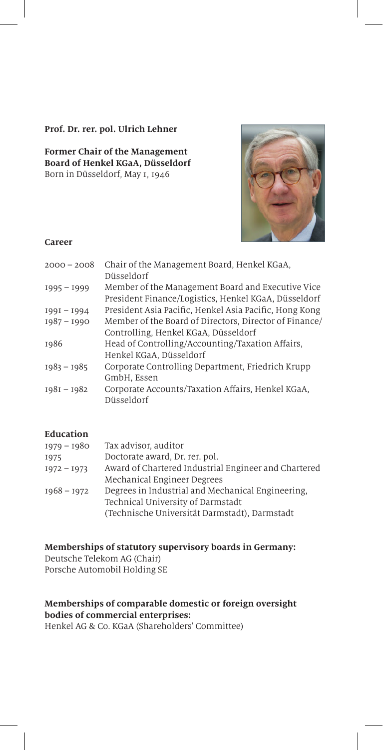**Prof. Dr. rer. pol. Ulrich Lehner**

**Former Chair of the Management Board of Henkel KGaA, Düsseldorf**
Born in Düsseldorf, May 1, 1946

**Career**

| | |
|---|---|
| 2000 – 2008 | Chair of the Management Board, Henkel KGaA, Düsseldorf |
| 1995 – 1999 | Member of the Management Board and Executive Vice President Finance/Logistics, Henkel KGaA, Düsseldorf |
| 1991 – 1994 | President Asia Pacific, Henkel Asia Pacific, Hong Kong |
| 1987 – 1990 | Member of the Board of Directors, Director of Finance/Controlling, Henkel KGaA, Düsseldorf |
| 1986 | Head of Controlling/Accounting/Taxation Affairs, Henkel KGaA, Düsseldorf |
| 1983 – 1985 | Corporate Controlling Department, Friedrich Krupp GmbH, Essen |
| 1981 – 1982 | Corporate Accounts/Taxation Affairs, Henkel KGaA, Düsseldorf |

**Education**

| | |
|---|---|
| 1979 – 1980 | Tax advisor, auditor |
| 1975 | Doctorate award, Dr. rer. pol. |
| 1972 – 1973 | Award of Chartered Industrial Engineer and Chartered Mechanical Engineer Degrees |
| 1968 – 1972 | Degrees in Industrial and Mechanical Engineering, Technical University of Darmstadt (Technische Universität Darmstadt), Darmstadt |

**Memberships of statutory supervisory boards in Germany:**
Deutsche Telekom AG (Chair)
Porsche Automobil Holding SE

**Memberships of comparable domestic or foreign oversight bodies of commercial enterprises:**
Henkel AG & Co. KGaA (Shareholders' Committee)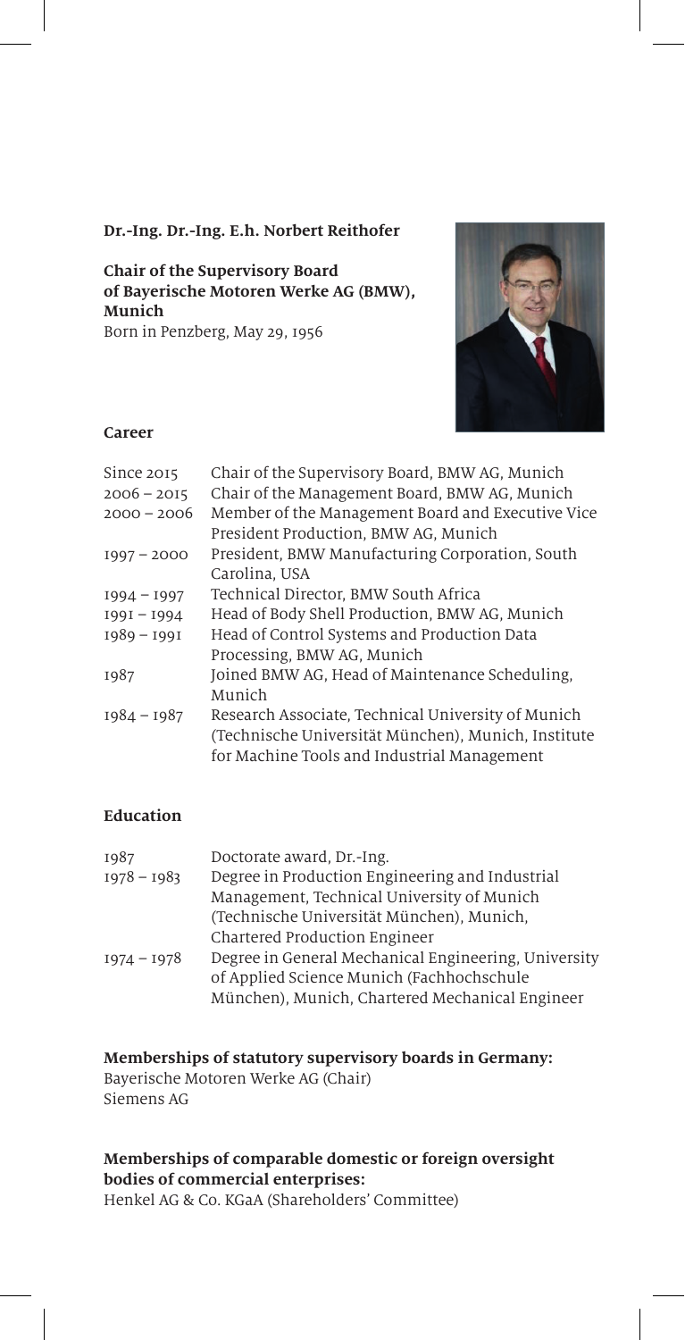**Dr.-Ing. Dr.-Ing. E.h. Norbert Reithofer**

**Chair of the Supervisory Board of Bayerische Motoren Werke AG (BMW), Munich**
Born in Penzberg, May 29, 1956

**Career**

| | |
|---|---|
| Since 2015 | Chair of the Supervisory Board, BMW AG, Munich |
| 2006 – 2015 | Chair of the Management Board, BMW AG, Munich |
| 2000 – 2006 | Member of the Management Board and Executive Vice President Production, BMW AG, Munich |
| 1997 – 2000 | President, BMW Manufacturing Corporation, South Carolina, USA |
| 1994 – 1997 | Technical Director, BMW South Africa |
| 1991 – 1994 | Head of Body Shell Production, BMW AG, Munich |
| 1989 – 1991 | Head of Control Systems and Production Data Processing, BMW AG, Munich |
| 1987 | Joined BMW AG, Head of Maintenance Scheduling, Munich |
| 1984 – 1987 | Research Associate, Technical University of Munich (Technische Universität München), Munich, Institute for Machine Tools and Industrial Management |

**Education**

| | |
|---|---|
| 1987 | Doctorate award, Dr.-Ing. |
| 1978 – 1983 | Degree in Production Engineering and Industrial Management, Technical University of Munich (Technische Universität München), Munich, Chartered Production Engineer |
| 1974 – 1978 | Degree in General Mechanical Engineering, University of Applied Science Munich (Fachhochschule München), Munich, Chartered Mechanical Engineer |

**Memberships of statutory supervisory boards in Germany:**
Bayerische Motoren Werke AG (Chair)
Siemens AG

**Memberships of comparable domestic or foreign oversight bodies of commercial enterprises:**
Henkel AG & Co. KGaA (Shareholders' Committee)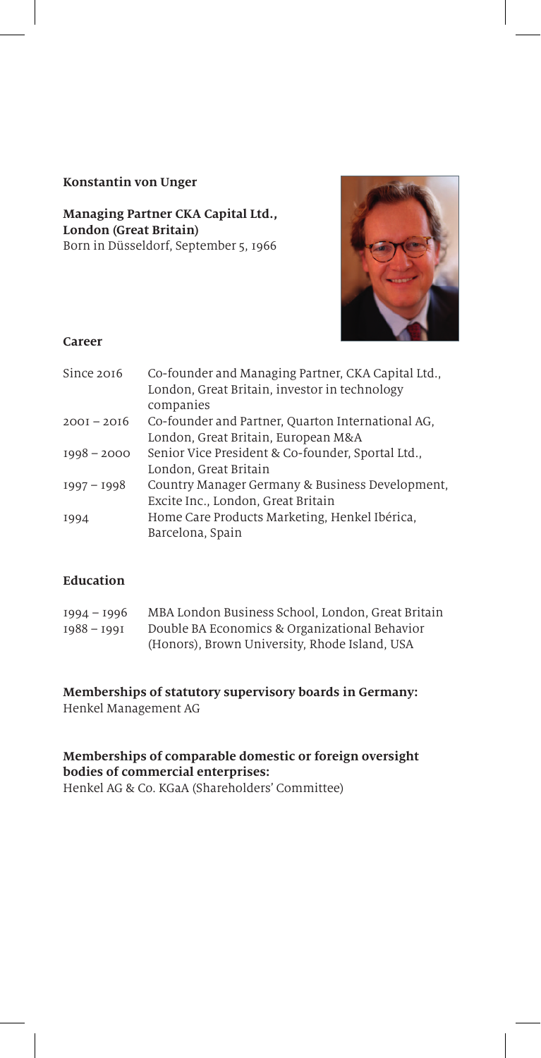**Konstantin von Unger**

**Managing Partner CKA Capital Ltd., London (Great Britain)**
Born in Düsseldorf, September 5, 1966

**Career**

| | |
|---|---|
| Since 2016 | Co-founder and Managing Partner, CKA Capital Ltd., London, Great Britain, investor in technology companies |
| 2001 – 2016 | Co-founder and Partner, Quarton International AG, London, Great Britain, European M&A |
| 1998 – 2000 | Senior Vice President & Co-founder, Sportal Ltd., London, Great Britain |
| 1997 – 1998 | Country Manager Germany & Business Development, Excite Inc., London, Great Britain |
| 1994 | Home Care Products Marketing, Henkel Ibérica, Barcelona, Spain |

**Education**

| | |
|---|---|
| 1994 – 1996 | MBA London Business School, London, Great Britain |
| 1988 – 1991 | Double BA Economics & Organizational Behavior (Honors), Brown University, Rhode Island, USA |

**Memberships of statutory supervisory boards in Germany:**
Henkel Management AG

**Memberships of comparable domestic or foreign oversight bodies of commercial enterprises:**
Henkel AG & Co. KGaA (Shareholders' Committee)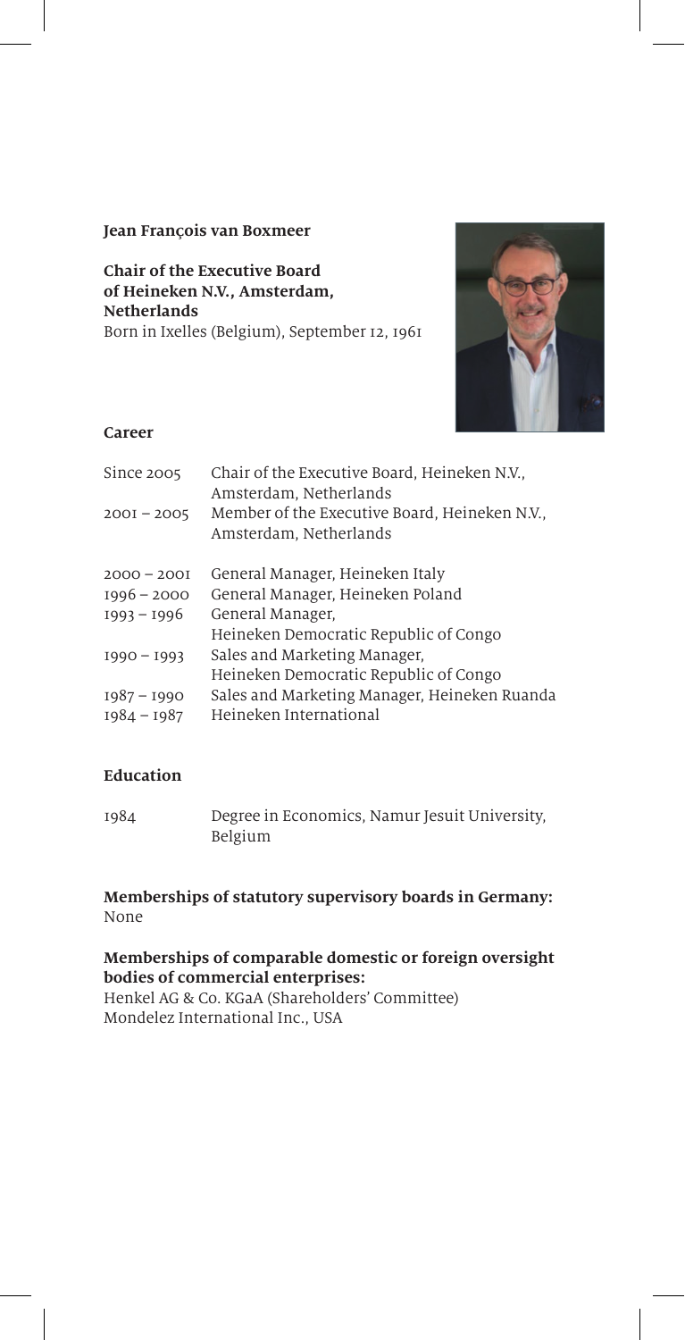**Jean François van Boxmeer**

**Chair of the Executive Board of Heineken N.V., Amsterdam, Netherlands**
Born in Ixelles (Belgium), September 12, 1961

**Career**

| | |
|---|---|
| Since 2005 | Chair of the Executive Board, Heineken N.V., Amsterdam, Netherlands |
| 2001 – 2005 | Member of the Executive Board, Heineken N.V., Amsterdam, Netherlands |
| 2000 – 2001 | General Manager, Heineken Italy |
| 1996 – 2000 | General Manager, Heineken Poland |
| 1993 – 1996 | General Manager, Heineken Democratic Republic of Congo |
| 1990 – 1993 | Sales and Marketing Manager, Heineken Democratic Republic of Congo |
| 1987 – 1990 | Sales and Marketing Manager, Heineken Ruanda |
| 1984 – 1987 | Heineken International |

**Education**

| | |
|---|---|
| 1984 | Degree in Economics, Namur Jesuit University, Belgium |

**Memberships of statutory supervisory boards in Germany:**
None

**Memberships of comparable domestic or foreign oversight bodies of commercial enterprises:**
Henkel AG & Co. KGaA (Shareholders' Committee)
Mondelez International Inc., USA